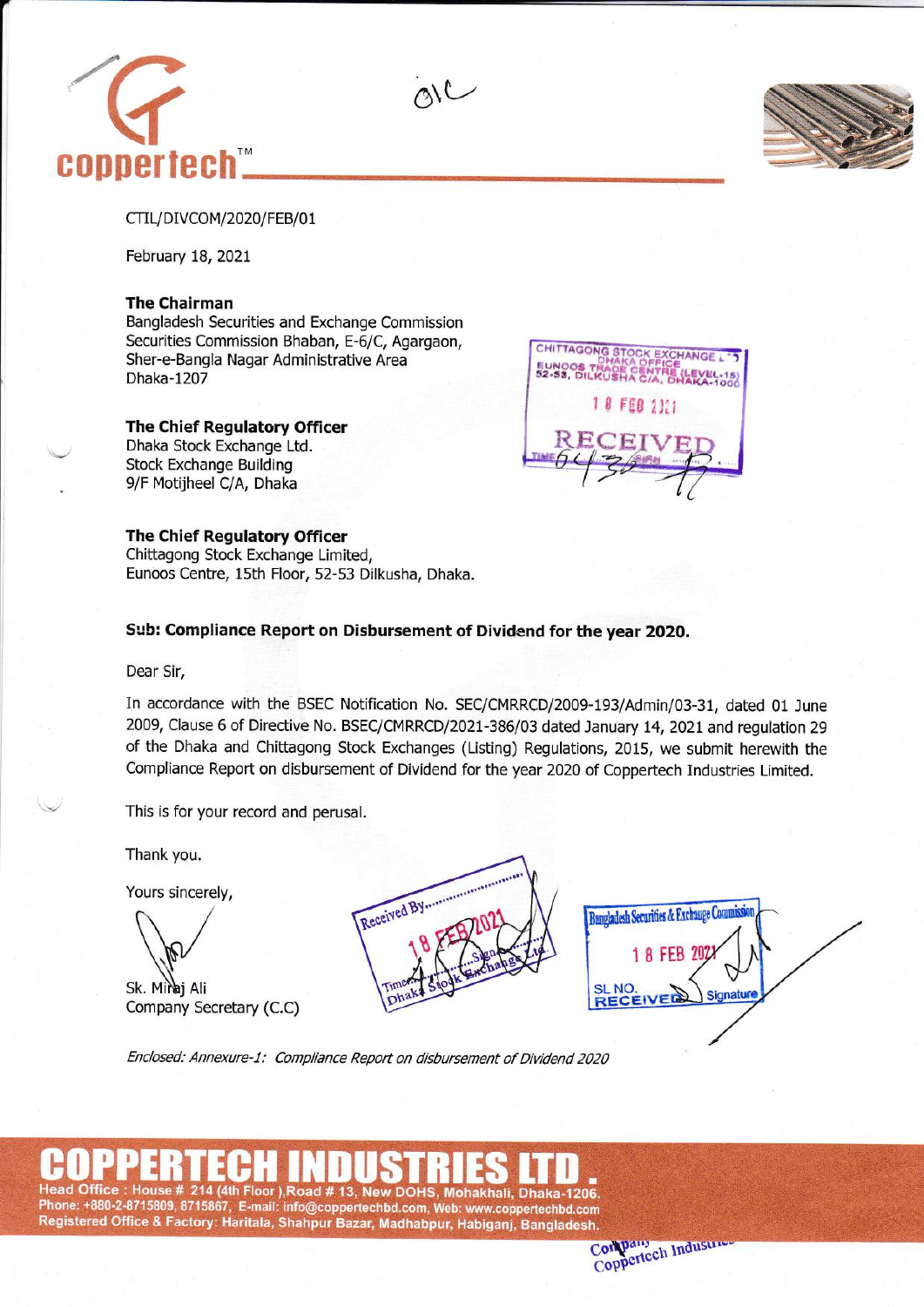coppertech™

CTIL/DIVCOM/2020/FEB/01

February 18, 2021

**The Chairman**
Bangladesh Securities and Exchange Commission
Securities Commission Bhaban, E-6/C, Agargaon,
Sher-e-Bangla Nagar Administrative Area
Dhaka-1207

**The Chief Regulatory Officer**
Dhaka Stock Exchange Ltd.
Stock Exchange Building
9/F Motijheel C/A, Dhaka

**The Chief Regulatory Officer**
Chittagong Stock Exchange Limited,
Eunoos Centre, 15th Floor, 52-53 Dilkusha, Dhaka.

**Sub: Compliance Report on Disbursement of Dividend for the year 2020.**

Dear Sir,

In accordance with the BSEC Notification No. SEC/CMRRCD/2009-193/Admin/03-31, dated 01 June 2009, Clause 6 of Directive No. BSEC/CMRRCD/2021-386/03 dated January 14, 2021 and regulation 29 of the Dhaka and Chittagong Stock Exchanges (Listing) Regulations, 2015, we submit herewith the Compliance Report on disbursement of Dividend for the year 2020 of Coppertech Industries Limited.

This is for your record and perusal.

Thank you.

Yours sincerely,

Sk. Miraj Ali
Company Secretary (C.C)

*Enclosed: Annexure-1: Compliance Report on disbursement of Dividend 2020*

**COPPERTECH INDUSTRIES LTD.**
Head Office : House # 214 (4th Floor ),Road # 13, New DOHS, Mohakhali, Dhaka-1206.
Phone: +880-2-8715809, 8715867, E-mail: info@coppertechbd.com, Web: www.coppertechbd.com
Registered Office & Factory: Haritala, Shahpur Bazar, Madhabpur, Habiganj, Bangladesh.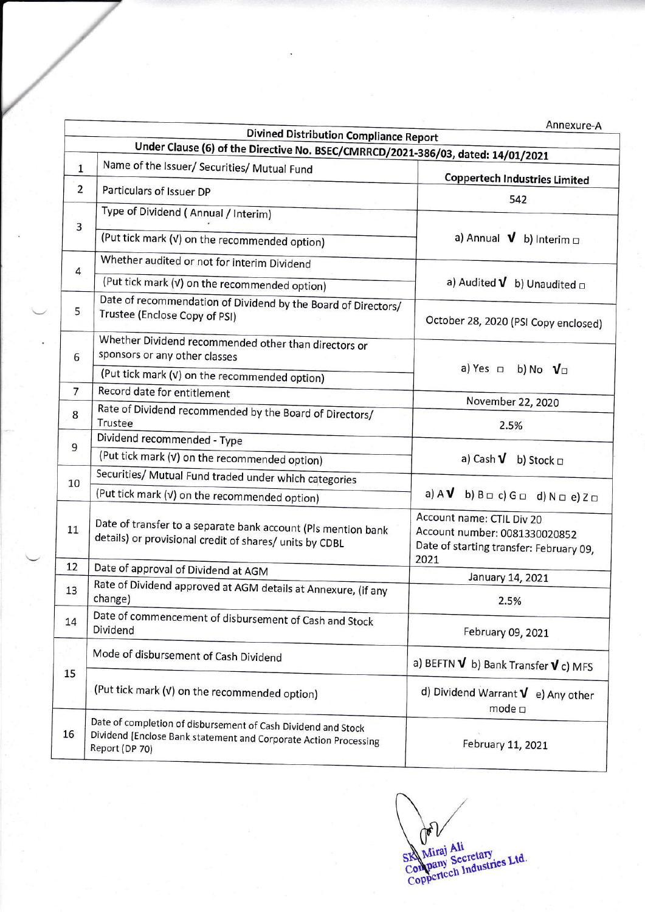Annexure-A

| | Divined Distribution Compliance Report | |
|---|---|---|
| | Under Clause (6) of the Directive No. BSEC/CMRRCD/2021-386/03, dated: 14/01/2021 | |
| 1 | Name of the Issuer/ Securities/ Mutual Fund | Coppertech Industries Limited |
| 2 | Particulars of Issuer DP | 542 |
| 3 | Type of Dividend ( Annual / Interim)<br>(Put tick mark (√) on the recommended option) | a) Annual √ b) Interim □ |
| 4 | Whether audited or not for interim Dividend<br>(Put tick mark (√) on the recommended option) | a) Audited √ b) Unaudited □ |
| 5 | Date of recommendation of Dividend by the Board of Directors/ Trustee (Enclose Copy of PSI) | October 28, 2020 (PSI Copy enclosed) |
| 6 | Whether Dividend recommended other than directors or sponsors or any other classes<br>(Put tick mark (√) on the recommended option) | a) Yes □ b) No √□ |
| 7 | Record date for entitlement | November 22, 2020 |
| 8 | Rate of Dividend recommended by the Board of Directors/ Trustee | 2.5% |
| 9 | Dividend recommended - Type<br>(Put tick mark (√) on the recommended option) | a) Cash √ b) Stock □ |
| 10 | Securities/ Mutual Fund traded under which categories<br>(Put tick mark (√) on the recommended option) | a) A √ b) B □ c) G □ d) N □ e) Z □ |
| 11 | Date of transfer to a separate bank account (Pls mention bank details) or provisional credit of shares/ units by CDBL | Account name: CTIL Div 20<br>Account number: 0081330020852<br>Date of starting transfer: February 09, 2021 |
| 12 | Date of approval of Dividend at AGM | January 14, 2021 |
| 13 | Rate of Dividend approved at AGM details at Annexure, (if any change) | 2.5% |
| 14 | Date of commencement of disbursement of Cash and Stock Dividend | February 09, 2021 |
| 15 | Mode of disbursement of Cash Dividend<br>(Put tick mark (√) on the recommended option) | a) BEFTN √ b) Bank Transfer √ c) MFS<br>d) Dividend Warrant √ e) Any other mode □ |
| 16 | Date of completion of disbursement of Cash Dividend and Stock Dividend [Enclose Bank statement and Corporate Action Processing Report (DP 70) | February 11, 2021 |

SK Miraj Ali
Company Secretary
Coppertech Industries Ltd.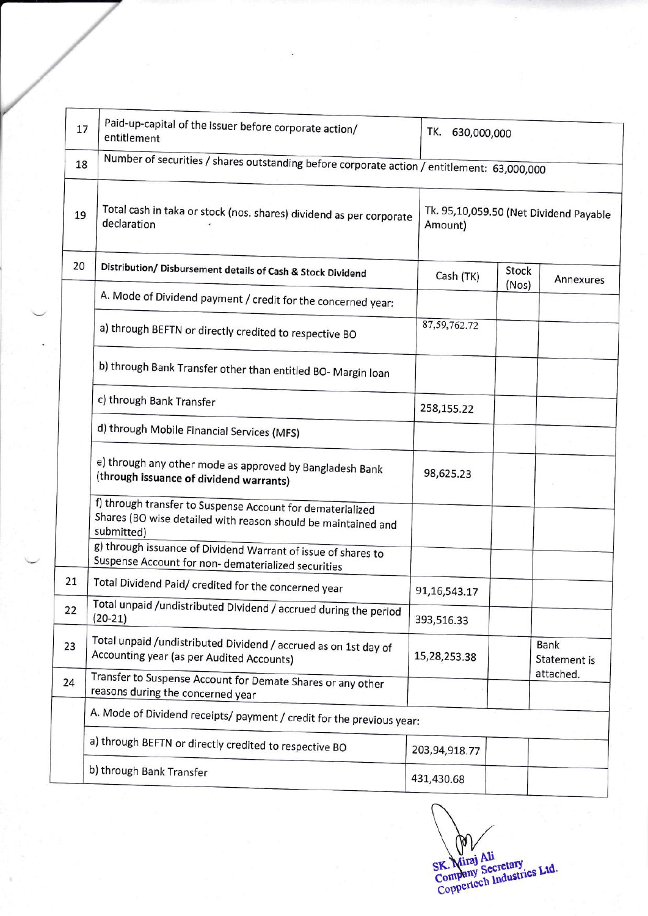| | | | | |
|---|---|---|---|---|
| 17 | Paid-up-capital of the issuer before corporate action/ entitlement | TK. 630,000,000 | | |
| 18 | Number of securities / shares outstanding before corporate action / entitlement: 63,000,000 | | | |
| 19 | Total cash in taka or stock (nos. shares) dividend as per corporate declaration | Tk. 95,10,059.50 (Net Dividend Payable Amount) | | |
| 20 | Distribution/ Disbursement details of Cash & Stock Dividend | Cash (TK) | Stock (Nos) | Annexures |
| | A. Mode of Dividend payment / credit for the concerned year: | | | |
| | a) through BEFTN or directly credited to respective BO | 87,59,762.72 | | |
| | b) through Bank Transfer other than entitled BO- Margin loan | | | |
| | c) through Bank Transfer | 258,155.22 | | |
| | d) through Mobile Financial Services (MFS) | | | |
| | e) through any other mode as approved by Bangladesh Bank (through issuance of dividend warrants) | 98,625.23 | | |
| | f) through transfer to Suspense Account for dematerialized Shares (BO wise detailed with reason should be maintained and submitted) | | | |
| | g) through issuance of Dividend Warrant of issue of shares to Suspense Account for non- dematerialized securities | | | |
| 21 | Total Dividend Paid/ credited for the concerned year | 91,16,543.17 | | |
| 22 | Total unpaid /undistributed Dividend / accrued during the period (20-21) | 393,516.33 | | |
| 23 | Total unpaid /undistributed Dividend / accrued as on 1st day of Accounting year (as per Audited Accounts) | 15,28,253.38 | | Bank Statement is attached. |
| 24 | Transfer to Suspense Account for Demate Shares or any other reasons during the concerned year | | | |
| | A. Mode of Dividend receipts/ payment / credit for the previous year: | | | |
| | a) through BEFTN or directly credited to respective BO | 203,94,918.77 | | |
| | b) through Bank Transfer | 431,430.68 | | |

SK. Miraj Ali
Company Secretary
Coppertech Industries Ltd.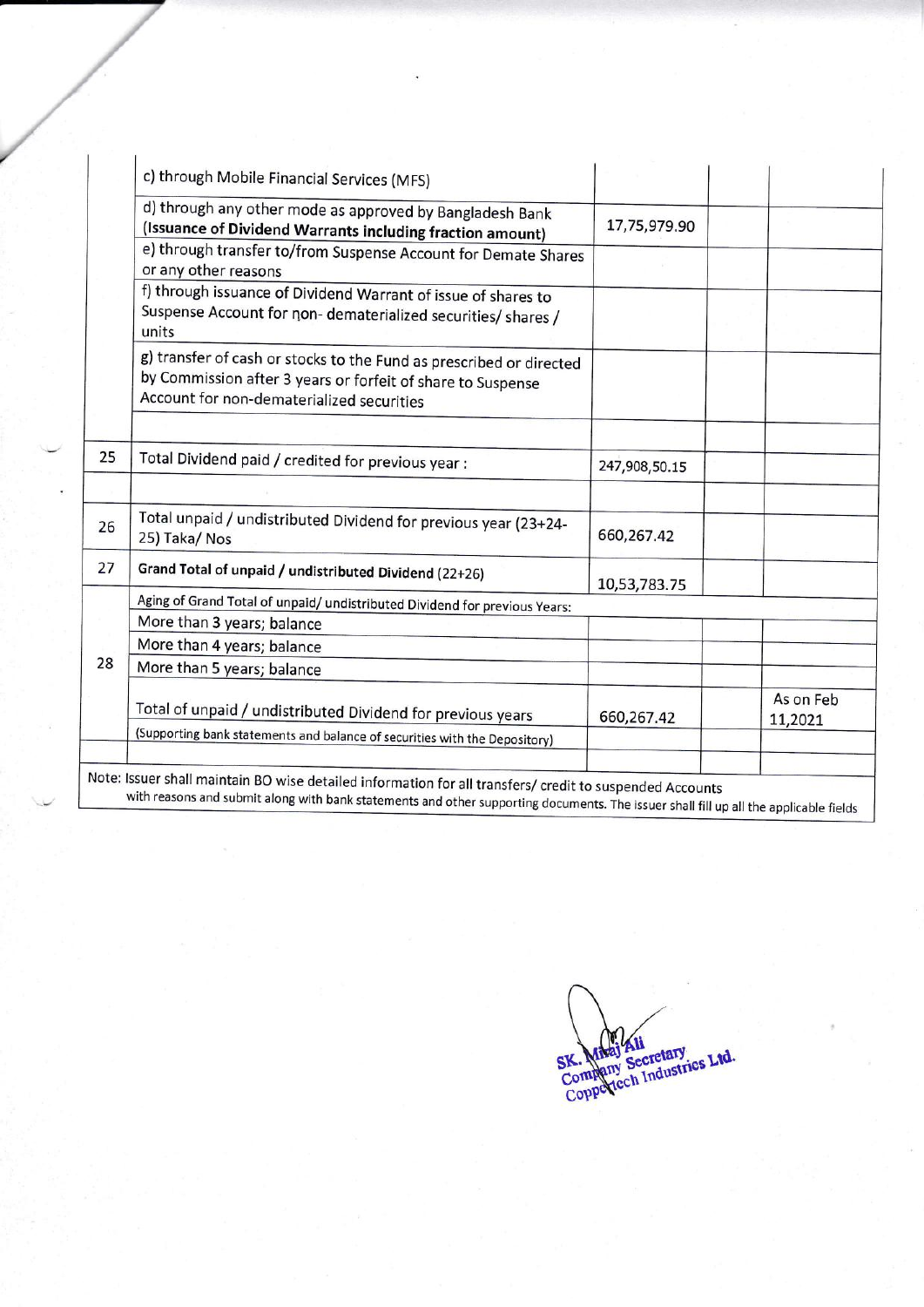| | | | | |
|---|---|---|---|---|
| | c) through Mobile Financial Services (MFS) | | | |
| | d) through any other mode as approved by Bangladesh Bank **(Issuance of Dividend Warrants including fraction amount)** | 17,75,979.90 | | |
| | e) through transfer to/from Suspense Account for Demate Shares or any other reasons | | | |
| | f) through issuance of Dividend Warrant of issue of shares to Suspense Account for non- dematerialized securities/ shares / units | | | |
| | g) transfer of cash or stocks to the Fund as prescribed or directed by Commission after 3 years or forfeit of share to Suspense Account for non-dematerialized securities | | | |
| | | | | |
| 25 | Total Dividend paid / credited for previous year : | 247,908,50.15 | | |
| | | | | |
| 26 | Total unpaid / undistributed Dividend for previous year (23+24-25) Taka/ Nos | 660,267.42 | | |
| 27 | **Grand Total of unpaid / undistributed Dividend** (22+26) | 10,53,783.75 | | |
| 28 | Aging of Grand Total of unpaid/ undistributed Dividend for previous Years: | | | |
| | More than 3 years; balance | | | |
| | More than 4 years; balance | | | |
| | More than 5 years; balance | | | |
| | Total of unpaid / undistributed Dividend for previous years | 660,267.42 | | As on Feb 11,2021 |
| | (Supporting bank statements and balance of securities with the Depository) | | | |
| | | | | |

Note: Issuer shall maintain BO wise detailed information for all transfers/ credit to suspended Accounts with reasons and submit along with bank statements and other supporting documents. The issuer shall fill up all the applicable fields

SK. Miraj Ali
Company Secretary
Coppertech Industries Ltd.